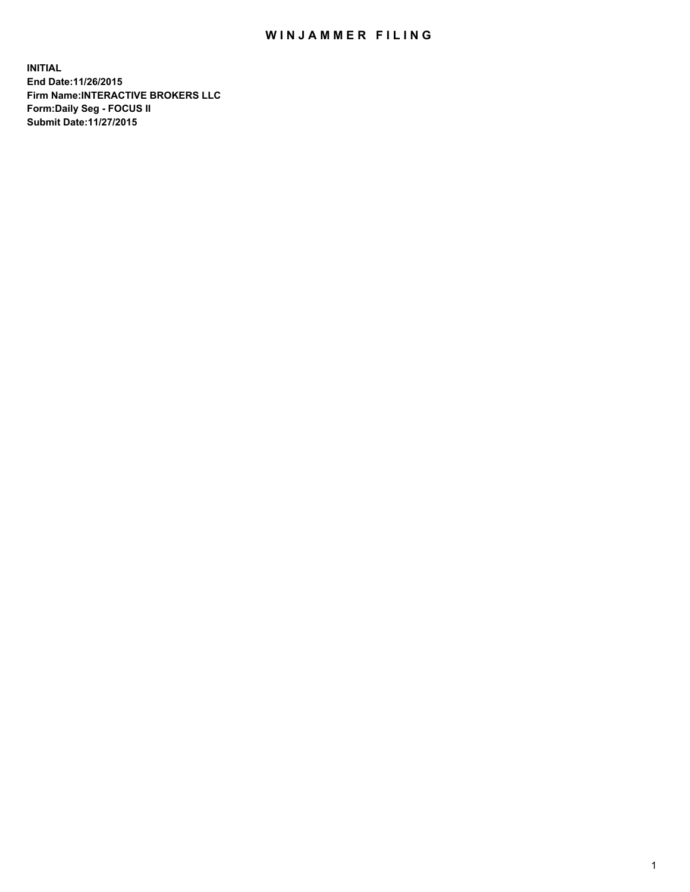# WINJAMMER FILING

**INITIAL**
**End Date:11/26/2015**
**Firm Name:INTERACTIVE BROKERS LLC**
**Form:Daily Seg - FOCUS II**
**Submit Date:11/27/2015**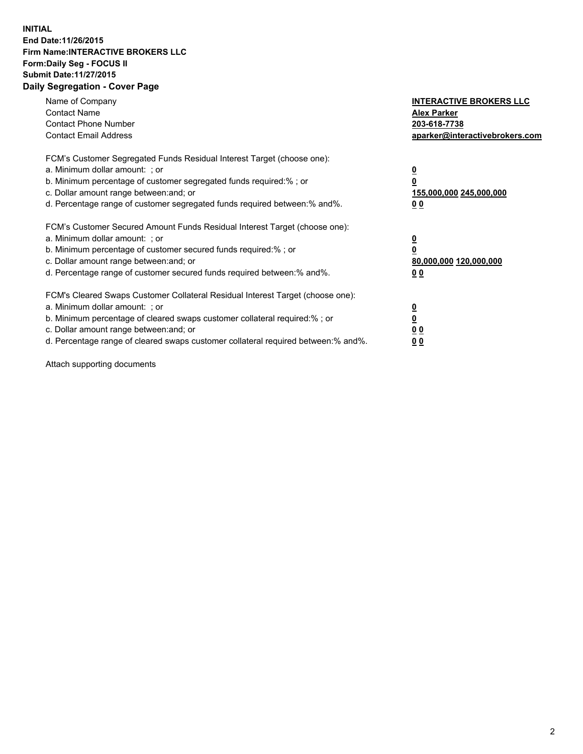**INITIAL**
**End Date:11/26/2015**
**Firm Name:INTERACTIVE BROKERS LLC**
**Form:Daily Seg - FOCUS II**
**Submit Date:11/27/2015**

## Daily Segregation - Cover Page

| | |
|---|---|
| Name of Company | **INTERACTIVE BROKERS LLC** |
| Contact Name | **Alex Parker** |
| Contact Phone Number | **203-618-7738** |
| Contact Email Address | **aparker@interactivebrokers.com** |

FCM's Customer Segregated Funds Residual Interest Target (choose one):

| | |
|---|---|
| a. Minimum dollar amount: ; or | **0** |
| b. Minimum percentage of customer segregated funds required:% ; or | **0** |
| c. Dollar amount range between:and; or | **155,000,000 245,000,000** |
| d. Percentage range of customer segregated funds required between:% and%. | **0 0** |

FCM's Customer Secured Amount Funds Residual Interest Target (choose one):

| | |
|---|---|
| a. Minimum dollar amount: ; or | **0** |
| b. Minimum percentage of customer secured funds required:% ; or | **0** |
| c. Dollar amount range between:and; or | **80,000,000 120,000,000** |
| d. Percentage range of customer secured funds required between:% and%. | **0 0** |

FCM's Cleared Swaps Customer Collateral Residual Interest Target (choose one):

| | |
|---|---|
| a. Minimum dollar amount: ; or | **0** |
| b. Minimum percentage of cleared swaps customer collateral required:% ; or | **0** |
| c. Dollar amount range between:and; or | **0 0** |
| d. Percentage range of cleared swaps customer collateral required between:% and%. | **0 0** |

Attach supporting documents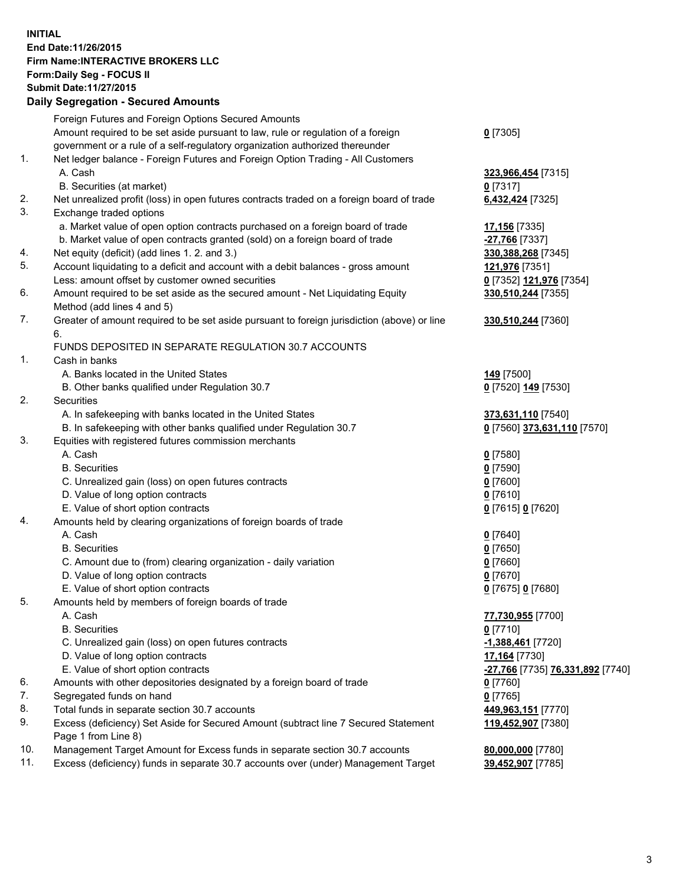**INITIAL**
**End Date:11/26/2015**
**Firm Name:INTERACTIVE BROKERS LLC**
**Form:Daily Seg - FOCUS II**
**Submit Date:11/27/2015**

## Daily Segregation - Secured Amounts

| | | |
|---|---|---|
| | Foreign Futures and Foreign Options Secured Amounts | |
| | Amount required to be set aside pursuant to law, rule or regulation of a foreign government or a rule of a self-regulatory organization authorized thereunder | **0** [7305] |
| 1. | Net ledger balance - Foreign Futures and Foreign Option Trading - All Customers | |
| | A. Cash | **323,966,454** [7315] |
| | B. Securities (at market) | **0** [7317] |
| 2. | Net unrealized profit (loss) in open futures contracts traded on a foreign board of trade | **6,432,424** [7325] |
| 3. | Exchange traded options | |
| | a. Market value of open option contracts purchased on a foreign board of trade | **17,156** [7335] |
| | b. Market value of open contracts granted (sold) on a foreign board of trade | **-27,766** [7337] |
| 4. | Net equity (deficit) (add lines 1. 2. and 3.) | **330,388,268** [7345] |
| 5. | Account liquidating to a deficit and account with a debit balances - gross amount | **121,976** [7351] |
| | Less: amount offset by customer owned securities | **0** [7352] **121,976** [7354] |
| 6. | Amount required to be set aside as the secured amount - Net Liquidating Equity Method (add lines 4 and 5) | **330,510,244** [7355] |
| 7. | Greater of amount required to be set aside pursuant to foreign jurisdiction (above) or line 6. | **330,510,244** [7360] |
| | FUNDS DEPOSITED IN SEPARATE REGULATION 30.7 ACCOUNTS | |
| 1. | Cash in banks | |
| | A. Banks located in the United States | **149** [7500] |
| | B. Other banks qualified under Regulation 30.7 | **0** [7520] **149** [7530] |
| 2. | Securities | |
| | A. In safekeeping with banks located in the United States | **373,631,110** [7540] |
| | B. In safekeeping with other banks qualified under Regulation 30.7 | **0** [7560] **373,631,110** [7570] |
| 3. | Equities with registered futures commission merchants | |
| | A. Cash | **0** [7580] |
| | B. Securities | **0** [7590] |
| | C. Unrealized gain (loss) on open futures contracts | **0** [7600] |
| | D. Value of long option contracts | **0** [7610] |
| | E. Value of short option contracts | **0** [7615] **0** [7620] |
| 4. | Amounts held by clearing organizations of foreign boards of trade | |
| | A. Cash | **0** [7640] |
| | B. Securities | **0** [7650] |
| | C. Amount due to (from) clearing organization - daily variation | **0** [7660] |
| | D. Value of long option contracts | **0** [7670] |
| | E. Value of short option contracts | **0** [7675] **0** [7680] |
| 5. | Amounts held by members of foreign boards of trade | |
| | A. Cash | **77,730,955** [7700] |
| | B. Securities | **0** [7710] |
| | C. Unrealized gain (loss) on open futures contracts | **-1,388,461** [7720] |
| | D. Value of long option contracts | **17,164** [7730] |
| | E. Value of short option contracts | **-27,766** [7735] **76,331,892** [7740] |
| 6. | Amounts with other depositories designated by a foreign board of trade | **0** [7760] |
| 7. | Segregated funds on hand | **0** [7765] |
| 8. | Total funds in separate section 30.7 accounts | **449,963,151** [7770] |
| 9. | Excess (deficiency) Set Aside for Secured Amount (subtract line 7 Secured Statement Page 1 from Line 8) | **119,452,907** [7380] |
| 10. | Management Target Amount for Excess funds in separate section 30.7 accounts | **80,000,000** [7780] |
| 11. | Excess (deficiency) funds in separate 30.7 accounts over (under) Management Target | **39,452,907** [7785] |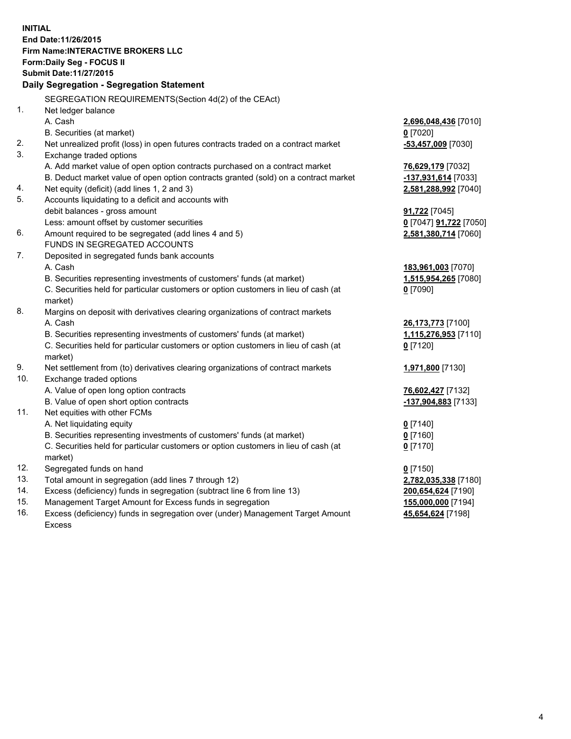**INITIAL**
**End Date:11/26/2015**
**Firm Name:INTERACTIVE BROKERS LLC**
**Form:Daily Seg - FOCUS II**
**Submit Date:11/27/2015**

## Daily Segregation - Segregation Statement

| | | |
|---|---|---|
| | SEGREGATION REQUIREMENTS(Section 4d(2) of the CEAct) | |
| 1. | Net ledger balance | |
| | A. Cash | **2,696,048,436** [7010] |
| | B. Securities (at market) | **0** [7020] |
| 2. | Net unrealized profit (loss) in open futures contracts traded on a contract market | **-53,457,009** [7030] |
| 3. | Exchange traded options | |
| | A. Add market value of open option contracts purchased on a contract market | **76,629,179** [7032] |
| | B. Deduct market value of open option contracts granted (sold) on a contract market | **-137,931,614** [7033] |
| 4. | Net equity (deficit) (add lines 1, 2 and 3) | **2,581,288,992** [7040] |
| 5. | Accounts liquidating to a deficit and accounts with debit balances - gross amount | **91,722** [7045] |
| | Less: amount offset by customer securities | **0** [7047] **91,722** [7050] |
| 6. | Amount required to be segregated (add lines 4 and 5) | **2,581,380,714** [7060] |
| | FUNDS IN SEGREGATED ACCOUNTS | |
| 7. | Deposited in segregated funds bank accounts | |
| | A. Cash | **183,961,003** [7070] |
| | B. Securities representing investments of customers' funds (at market) | **1,515,954,265** [7080] |
| | C. Securities held for particular customers or option customers in lieu of cash (at market) | **0** [7090] |
| 8. | Margins on deposit with derivatives clearing organizations of contract markets | |
| | A. Cash | **26,173,773** [7100] |
| | B. Securities representing investments of customers' funds (at market) | **1,115,276,953** [7110] |
| | C. Securities held for particular customers or option customers in lieu of cash (at market) | **0** [7120] |
| 9. | Net settlement from (to) derivatives clearing organizations of contract markets | **1,971,800** [7130] |
| 10. | Exchange traded options | |
| | A. Value of open long option contracts | **76,602,427** [7132] |
| | B. Value of open short option contracts | **-137,904,883** [7133] |
| 11. | Net equities with other FCMs | |
| | A. Net liquidating equity | **0** [7140] |
| | B. Securities representing investments of customers' funds (at market) | **0** [7160] |
| | C. Securities held for particular customers or option customers in lieu of cash (at market) | **0** [7170] |
| 12. | Segregated funds on hand | **0** [7150] |
| 13. | Total amount in segregation (add lines 7 through 12) | **2,782,035,338** [7180] |
| 14. | Excess (deficiency) funds in segregation (subtract line 6 from line 13) | **200,654,624** [7190] |
| 15. | Management Target Amount for Excess funds in segregation | **155,000,000** [7194] |
| 16. | Excess (deficiency) funds in segregation over (under) Management Target Amount Excess | **45,654,624** [7198] |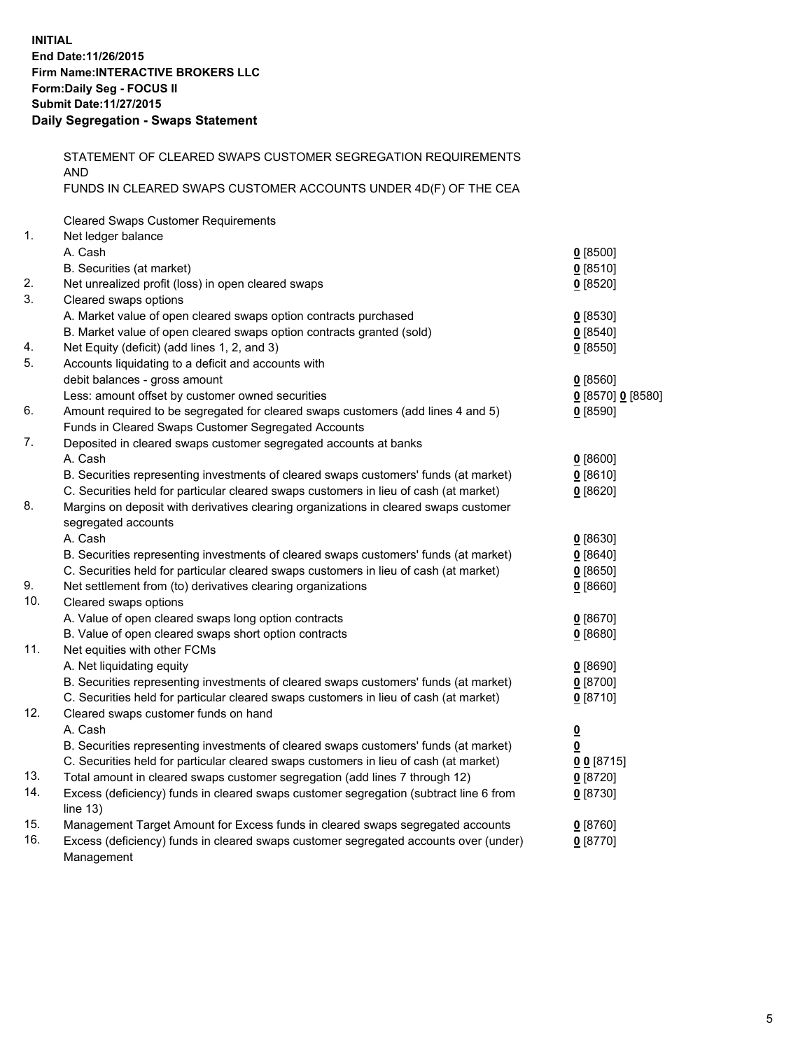**INITIAL**
**End Date:11/26/2015**
**Firm Name:INTERACTIVE BROKERS LLC**
**Form:Daily Seg - FOCUS II**
**Submit Date:11/27/2015**
**Daily Segregation - Swaps Statement**

STATEMENT OF CLEARED SWAPS CUSTOMER SEGREGATION REQUIREMENTS AND FUNDS IN CLEARED SWAPS CUSTOMER ACCOUNTS UNDER 4D(F) OF THE CEA

| | | |
|---|---|---|
| | Cleared Swaps Customer Requirements | |
| 1. | Net ledger balance | |
| | A. Cash | 0 [8500] |
| | B. Securities (at market) | 0 [8510] |
| 2. | Net unrealized profit (loss) in open cleared swaps | 0 [8520] |
| 3. | Cleared swaps options | |
| | A. Market value of open cleared swaps option contracts purchased | 0 [8530] |
| | B. Market value of open cleared swaps option contracts granted (sold) | 0 [8540] |
| 4. | Net Equity (deficit) (add lines 1, 2, and 3) | 0 [8550] |
| 5. | Accounts liquidating to a deficit and accounts with debit balances - gross amount | 0 [8560] |
| | Less: amount offset by customer owned securities | 0 [8570] 0 [8580] |
| 6. | Amount required to be segregated for cleared swaps customers (add lines 4 and 5) | 0 [8590] |
| | Funds in Cleared Swaps Customer Segregated Accounts | |
| 7. | Deposited in cleared swaps customer segregated accounts at banks | |
| | A. Cash | 0 [8600] |
| | B. Securities representing investments of cleared swaps customers' funds (at market) | 0 [8610] |
| | C. Securities held for particular cleared swaps customers in lieu of cash (at market) | 0 [8620] |
| 8. | Margins on deposit with derivatives clearing organizations in cleared swaps customer segregated accounts | |
| | A. Cash | 0 [8630] |
| | B. Securities representing investments of cleared swaps customers' funds (at market) | 0 [8640] |
| | C. Securities held for particular cleared swaps customers in lieu of cash (at market) | 0 [8650] |
| 9. | Net settlement from (to) derivatives clearing organizations | 0 [8660] |
| 10. | Cleared swaps options | |
| | A. Value of open cleared swaps long option contracts | 0 [8670] |
| | B. Value of open cleared swaps short option contracts | 0 [8680] |
| 11. | Net equities with other FCMs | |
| | A. Net liquidating equity | 0 [8690] |
| | B. Securities representing investments of cleared swaps customers' funds (at market) | 0 [8700] |
| | C. Securities held for particular cleared swaps customers in lieu of cash (at market) | 0 [8710] |
| 12. | Cleared swaps customer funds on hand | |
| | A. Cash | 0 |
| | B. Securities representing investments of cleared swaps customers' funds (at market) | 0 |
| | C. Securities held for particular cleared swaps customers in lieu of cash (at market) | 0 0 [8715] |
| 13. | Total amount in cleared swaps customer segregation (add lines 7 through 12) | 0 [8720] |
| 14. | Excess (deficiency) funds in cleared swaps customer segregation (subtract line 6 from line 13) | 0 [8730] |
| 15. | Management Target Amount for Excess funds in cleared swaps segregated accounts | 0 [8760] |
| 16. | Excess (deficiency) funds in cleared swaps customer segregated accounts over (under) Management | 0 [8770] |